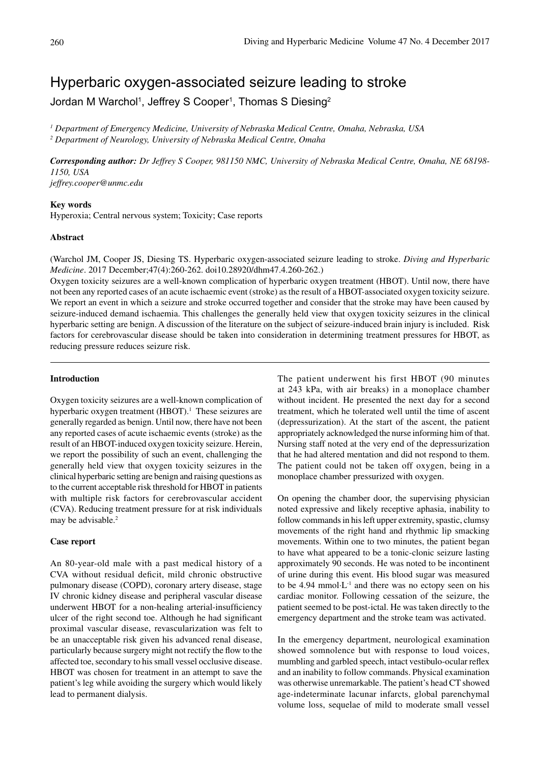# Hyperbaric oxygen-associated seizure leading to stroke

Jordan M Warchol[1], Jeffrey S Cooper[1], Thomas S Diesing[2]

*[1] Department of Emergency Medicine, University of Nebraska Medical Centre, Omaha, Nebraska, USA*
*[2] Department of Neurology, University of Nebraska Medical Centre, Omaha*

***Corresponding author:*** *Dr Jeffrey S Cooper, 981150 NMC, University of Nebraska Medical Centre, Omaha, NE 68198-1150, USA*
*jeffrey.cooper@unmc.edu*

**Key words**

Hyperoxia; Central nervous system; Toxicity; Case reports

**Abstract**

(Warchol JM, Cooper JS, Diesing TS. Hyperbaric oxygen-associated seizure leading to stroke. *Diving and Hyperbaric Medicine*. 2017 December;47(4):260-262. doi10.28920/dhm47.4.260-262.)

Oxygen toxicity seizures are a well-known complication of hyperbaric oxygen treatment (HBOT). Until now, there have not been any reported cases of an acute ischaemic event (stroke) as the result of a HBOT-associated oxygen toxicity seizure. We report an event in which a seizure and stroke occurred together and consider that the stroke may have been caused by seizure-induced demand ischaemia. This challenges the generally held view that oxygen toxicity seizures in the clinical hyperbaric setting are benign. A discussion of the literature on the subject of seizure-induced brain injury is included. Risk factors for cerebrovascular disease should be taken into consideration in determining treatment pressures for HBOT, as reducing pressure reduces seizure risk.

**Introduction**

Oxygen toxicity seizures are a well-known complication of hyperbaric oxygen treatment (HBOT).[1] These seizures are generally regarded as benign. Until now, there have not been any reported cases of acute ischaemic events (stroke) as the result of an HBOT-induced oxygen toxicity seizure. Herein, we report the possibility of such an event, challenging the generally held view that oxygen toxicity seizures in the clinical hyperbaric setting are benign and raising questions as to the current acceptable risk threshold for HBOT in patients with multiple risk factors for cerebrovascular accident (CVA). Reducing treatment pressure for at risk individuals may be advisable.[2]

**Case report**

An 80-year-old male with a past medical history of a CVA without residual deficit, mild chronic obstructive pulmonary disease (COPD), coronary artery disease, stage IV chronic kidney disease and peripheral vascular disease underwent HBOT for a non-healing arterial-insufficiency ulcer of the right second toe. Although he had significant proximal vascular disease, revascularization was felt to be an unacceptable risk given his advanced renal disease, particularly because surgery might not rectify the flow to the affected toe, secondary to his small vessel occlusive disease. HBOT was chosen for treatment in an attempt to save the patient's leg while avoiding the surgery which would likely lead to permanent dialysis.

The patient underwent his first HBOT (90 minutes at 243 kPa, with air breaks) in a monoplace chamber without incident. He presented the next day for a second treatment, which he tolerated well until the time of ascent (depressurization). At the start of the ascent, the patient appropriately acknowledged the nurse informing him of that. Nursing staff noted at the very end of the depressurization that he had altered mentation and did not respond to them. The patient could not be taken off oxygen, being in a monoplace chamber pressurized with oxygen.

On opening the chamber door, the supervising physician noted expressive and likely receptive aphasia, inability to follow commands in his left upper extremity, spastic, clumsy movements of the right hand and rhythmic lip smacking movements. Within one to two minutes, the patient began to have what appeared to be a tonic-clonic seizure lasting approximately 90 seconds. He was noted to be incontinent of urine during this event. His blood sugar was measured to be 4.94 $mmol{\cdot}L^{-1}$ and there was no ectopy seen on his cardiac monitor. Following cessation of the seizure, the patient seemed to be post-ictal. He was taken directly to the emergency department and the stroke team was activated.

In the emergency department, neurological examination showed somnolence but with response to loud voices, mumbling and garbled speech, intact vestibulo-ocular reflex and an inability to follow commands. Physical examination was otherwise unremarkable. The patient's head CT showed age-indeterminate lacunar infarcts, global parenchymal volume loss, sequelae of mild to moderate small vessel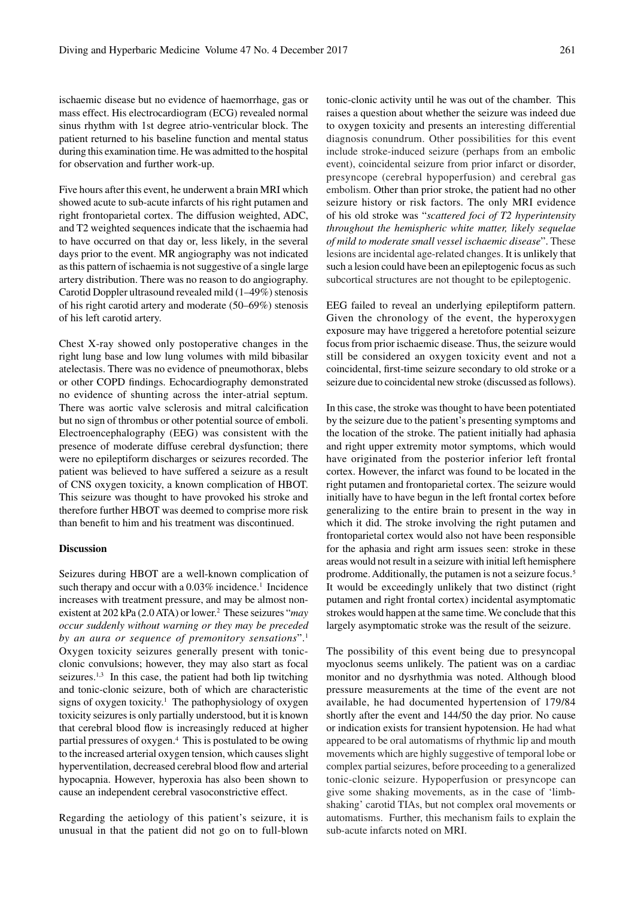ischaemic disease but no evidence of haemorrhage, gas or mass effect. His electrocardiogram (ECG) revealed normal sinus rhythm with 1st degree atrio-ventricular block. The patient returned to his baseline function and mental status during this examination time. He was admitted to the hospital for observation and further work-up.

Five hours after this event, he underwent a brain MRI which showed acute to sub-acute infarcts of his right putamen and right frontoparietal cortex. The diffusion weighted, ADC, and T2 weighted sequences indicate that the ischaemia had to have occurred on that day or, less likely, in the several days prior to the event. MR angiography was not indicated as this pattern of ischaemia is not suggestive of a single large artery distribution. There was no reason to do angiography. Carotid Doppler ultrasound revealed mild (1–49%) stenosis of his right carotid artery and moderate (50–69%) stenosis of his left carotid artery.

Chest X-ray showed only postoperative changes in the right lung base and low lung volumes with mild bibasilar atelectasis. There was no evidence of pneumothorax, blebs or other COPD findings. Echocardiography demonstrated no evidence of shunting across the inter-atrial septum. There was aortic valve sclerosis and mitral calcification but no sign of thrombus or other potential source of emboli. Electroencephalography (EEG) was consistent with the presence of moderate diffuse cerebral dysfunction; there were no epileptiform discharges or seizures recorded. The patient was believed to have suffered a seizure as a result of CNS oxygen toxicity, a known complication of HBOT. This seizure was thought to have provoked his stroke and therefore further HBOT was deemed to comprise more risk than benefit to him and his treatment was discontinued.

## Discussion

Seizures during HBOT are a well-known complication of such therapy and occur with a 0.03% incidence.[1] Incidence increases with treatment pressure, and may be almost non-existent at 202 kPa (2.0 ATA) or lower.[2] These seizures "*may occur suddenly without warning or they may be preceded by an aura or sequence of premonitory sensations*".[1] Oxygen toxicity seizures generally present with tonic-clonic convulsions; however, they may also start as focal seizures.[1,3] In this case, the patient had both lip twitching and tonic-clonic seizure, both of which are characteristic signs of oxygen toxicity.[1] The pathophysiology of oxygen toxicity seizures is only partially understood, but it is known that cerebral blood flow is increasingly reduced at higher partial pressures of oxygen.[4] This is postulated to be owing to the increased arterial oxygen tension, which causes slight hyperventilation, decreased cerebral blood flow and arterial hypocapnia. However, hyperoxia has also been shown to cause an independent cerebral vasoconstrictive effect.

Regarding the aetiology of this patient's seizure, it is unusual in that the patient did not go on to full-blown tonic-clonic activity until he was out of the chamber. This raises a question about whether the seizure was indeed due to oxygen toxicity and presents an interesting differential diagnosis conundrum. Other possibilities for this event include stroke-induced seizure (perhaps from an embolic event), coincidental seizure from prior infarct or disorder, presyncope (cerebral hypoperfusion) and cerebral gas embolism. Other than prior stroke, the patient had no other seizure history or risk factors. The only MRI evidence of his old stroke was "*scattered foci of T2 hyperintensity throughout the hemispheric white matter, likely sequelae of mild to moderate small vessel ischaemic disease*". These lesions are incidental age-related changes. It is unlikely that such a lesion could have been an epileptogenic focus as such subcortical structures are not thought to be epileptogenic.

EEG failed to reveal an underlying epileptiform pattern. Given the chronology of the event, the hyperoxygen exposure may have triggered a heretofore potential seizure focus from prior ischaemic disease. Thus, the seizure would still be considered an oxygen toxicity event and not a coincidental, first-time seizure secondary to old stroke or a seizure due to coincidental new stroke (discussed as follows).

In this case, the stroke was thought to have been potentiated by the seizure due to the patient's presenting symptoms and the location of the stroke. The patient initially had aphasia and right upper extremity motor symptoms, which would have originated from the posterior inferior left frontal cortex. However, the infarct was found to be located in the right putamen and frontoparietal cortex. The seizure would initially have to have begun in the left frontal cortex before generalizing to the entire brain to present in the way in which it did. The stroke involving the right putamen and frontoparietal cortex would also not have been responsible for the aphasia and right arm issues seen: stroke in these areas would not result in a seizure with initial left hemisphere prodrome. Additionally, the putamen is not a seizure focus.[5] It would be exceedingly unlikely that two distinct (right putamen and right frontal cortex) incidental asymptomatic strokes would happen at the same time. We conclude that this largely asymptomatic stroke was the result of the seizure.

The possibility of this event being due to presyncopal myoclonus seems unlikely. The patient was on a cardiac monitor and no dysrhythmia was noted. Although blood pressure measurements at the time of the event are not available, he had documented hypertension of 179/84 shortly after the event and 144/50 the day prior. No cause or indication exists for transient hypotension. He had what appeared to be oral automatisms of rhythmic lip and mouth movements which are highly suggestive of temporal lobe or complex partial seizures, before proceeding to a generalized tonic-clonic seizure. Hypoperfusion or presyncope can give some shaking movements, as in the case of 'limb-shaking' carotid TIAs, but not complex oral movements or automatisms. Further, this mechanism fails to explain the sub-acute infarcts noted on MRI.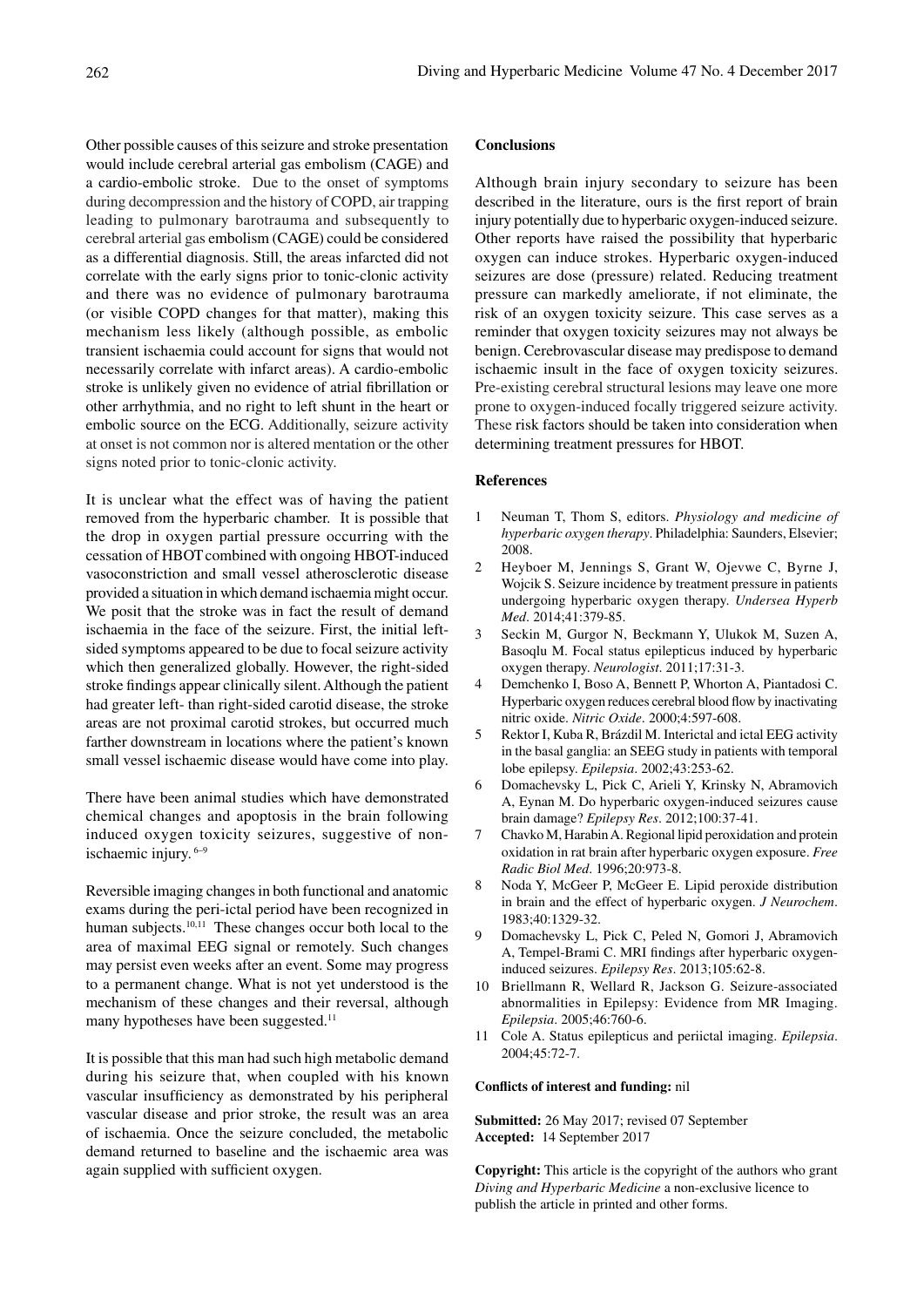Other possible causes of this seizure and stroke presentation would include cerebral arterial gas embolism (CAGE) and a cardio-embolic stroke. Due to the onset of symptoms during decompression and the history of COPD, air trapping leading to pulmonary barotrauma and subsequently to cerebral arterial gas embolism (CAGE) could be considered as a differential diagnosis. Still, the areas infarcted did not correlate with the early signs prior to tonic-clonic activity and there was no evidence of pulmonary barotrauma (or visible COPD changes for that matter), making this mechanism less likely (although possible, as embolic transient ischaemia could account for signs that would not necessarily correlate with infarct areas). A cardio-embolic stroke is unlikely given no evidence of atrial fibrillation or other arrhythmia, and no right to left shunt in the heart or embolic source on the ECG. Additionally, seizure activity at onset is not common nor is altered mentation or the other signs noted prior to tonic-clonic activity.

It is unclear what the effect was of having the patient removed from the hyperbaric chamber. It is possible that the drop in oxygen partial pressure occurring with the cessation of HBOT combined with ongoing HBOT-induced vasoconstriction and small vessel atherosclerotic disease provided a situation in which demand ischaemia might occur. We posit that the stroke was in fact the result of demand ischaemia in the face of the seizure. First, the initial left-sided symptoms appeared to be due to focal seizure activity which then generalized globally. However, the right-sided stroke findings appear clinically silent. Although the patient had greater left- than right-sided carotid disease, the stroke areas are not proximal carotid strokes, but occurred much farther downstream in locations where the patient's known small vessel ischaemic disease would have come into play.

There have been animal studies which have demonstrated chemical changes and apoptosis in the brain following induced oxygen toxicity seizures, suggestive of non-ischaemic injury.[6–9]

Reversible imaging changes in both functional and anatomic exams during the peri-ictal period have been recognized in human subjects.[10,11] These changes occur both local to the area of maximal EEG signal or remotely. Such changes may persist even weeks after an event. Some may progress to a permanent change. What is not yet understood is the mechanism of these changes and their reversal, although many hypotheses have been suggested.[11]

It is possible that this man had such high metabolic demand during his seizure that, when coupled with his known vascular insufficiency as demonstrated by his peripheral vascular disease and prior stroke, the result was an area of ischaemia. Once the seizure concluded, the metabolic demand returned to baseline and the ischaemic area was again supplied with sufficient oxygen.

## Conclusions

Although brain injury secondary to seizure has been described in the literature, ours is the first report of brain injury potentially due to hyperbaric oxygen-induced seizure. Other reports have raised the possibility that hyperbaric oxygen can induce strokes. Hyperbaric oxygen-induced seizures are dose (pressure) related. Reducing treatment pressure can markedly ameliorate, if not eliminate, the risk of an oxygen toxicity seizure. This case serves as a reminder that oxygen toxicity seizures may not always be benign. Cerebrovascular disease may predispose to demand ischaemic insult in the face of oxygen toxicity seizures. Pre-existing cerebral structural lesions may leave one more prone to oxygen-induced focally triggered seizure activity. These risk factors should be taken into consideration when determining treatment pressures for HBOT.

## References

1. Neuman T, Thom S, editors. *Physiology and medicine of hyperbaric oxygen therapy*. Philadelphia: Saunders, Elsevier; 2008.
2. Heyboer M, Jennings S, Grant W, Ojevwe C, Byrne J, Wojcik S. Seizure incidence by treatment pressure in patients undergoing hyperbaric oxygen therapy. *Undersea Hyperb Med*. 2014;41:379-85.
3. Seckin M, Gurgor N, Beckmann Y, Ulukok M, Suzen A, Basoqlu M. Focal status epilepticus induced by hyperbaric oxygen therapy. *Neurologist*. 2011;17:31-3.
4. Demchenko I, Boso A, Bennett P, Whorton A, Piantadosi C. Hyperbaric oxygen reduces cerebral blood flow by inactivating nitric oxide. *Nitric Oxide*. 2000;4:597-608.
5. Rektor I, Kuba R, Brázdil M. Interictal and ictal EEG activity in the basal ganglia: an SEEG study in patients with temporal lobe epilepsy. *Epilepsia*. 2002;43:253-62.
6. Domachevsky L, Pick C, Arieli Y, Krinsky N, Abramovich A, Eynan M. Do hyperbaric oxygen-induced seizures cause brain damage? *Epilepsy Res*. 2012;100:37-41.
7. Chavko M, Harabin A. Regional lipid peroxidation and protein oxidation in rat brain after hyperbaric oxygen exposure. *Free Radic Biol Med*. 1996;20:973-8.
8. Noda Y, McGeer P, McGeer E. Lipid peroxide distribution in brain and the effect of hyperbaric oxygen. *J Neurochem*. 1983;40:1329-32.
9. Domachevsky L, Pick C, Peled N, Gomori J, Abramovich A, Tempel-Brami C. MRI findings after hyperbaric oxygen-induced seizures. *Epilepsy Res*. 2013;105:62-8.
10. Briellmann R, Wellard R, Jackson G. Seizure-associated abnormalities in Epilepsy: Evidence from MR Imaging. *Epilepsia*. 2005;46:760-6.
11. Cole A. Status epilepticus and periictal imaging. *Epilepsia*. 2004;45:72-7.

**Conflicts of interest and funding:** nil

**Submitted:** 26 May 2017; revised 07 September
**Accepted:** 14 September 2017

**Copyright:** This article is the copyright of the authors who grant *Diving and Hyperbaric Medicine* a non-exclusive licence to publish the article in printed and other forms.